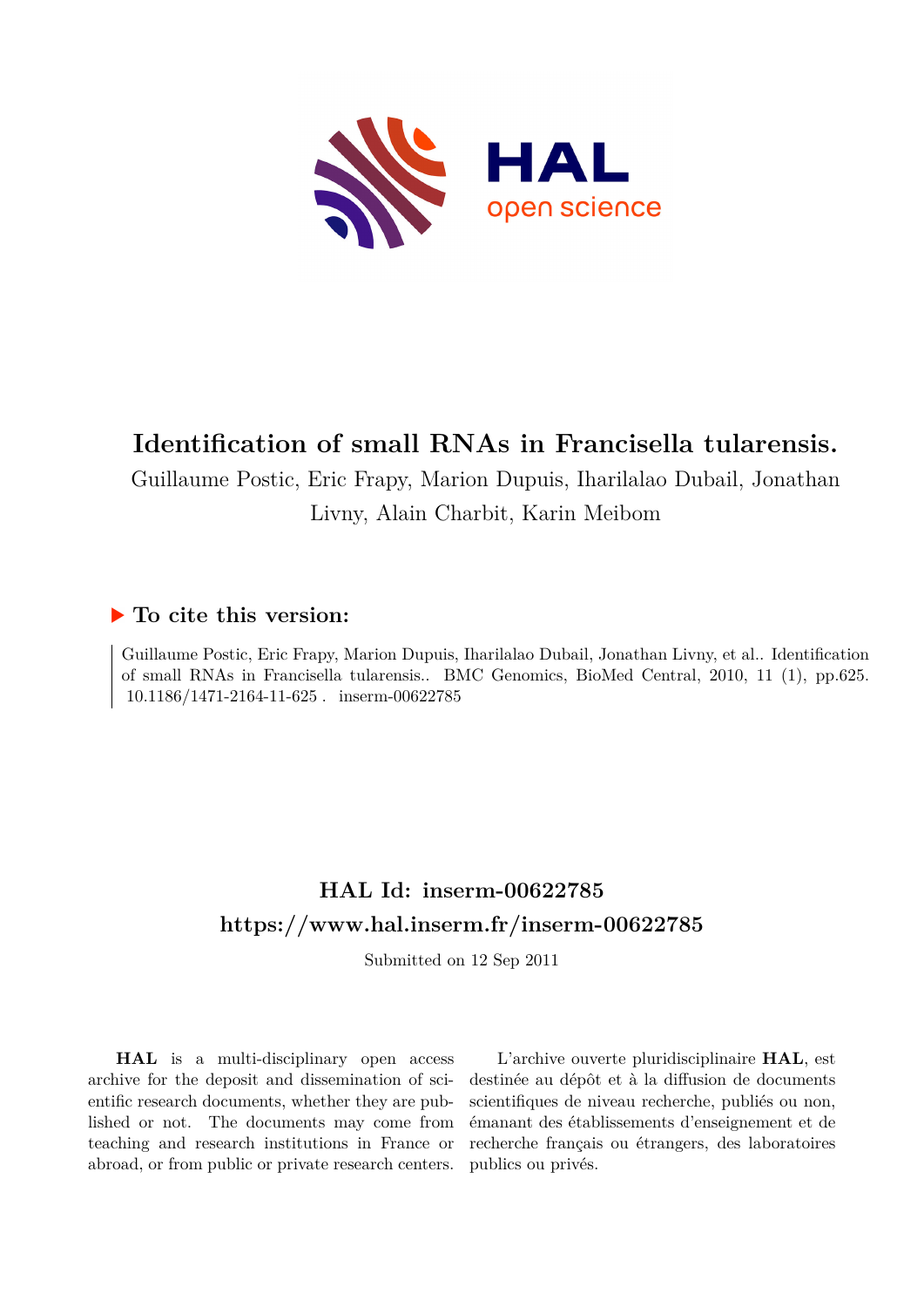# Identification of small RNAs in Francisella tularensis.

Guillaume Postic, Eric Frapy, Marion Dupuis, Iharilalao Dubail, Jonathan Livny, Alain Charbit, Karin Meibom

## ▶ To cite this version:

Guillaume Postic, Eric Frapy, Marion Dupuis, Iharilalao Dubail, Jonathan Livny, et al.. Identification of small RNAs in Francisella tularensis.. BMC Genomics, BioMed Central, 2010, 11 (1), pp.625. 10.1186/1471-2164-11-625 . inserm-00622785

## HAL Id: inserm-00622785
## https://www.hal.inserm.fr/inserm-00622785

Submitted on 12 Sep 2011

**HAL** is a multi-disciplinary open access archive for the deposit and dissemination of scientific research documents, whether they are published or not. The documents may come from teaching and research institutions in France or abroad, or from public or private research centers.

L'archive ouverte pluridisciplinaire **HAL**, est destinée au dépôt et à la diffusion de documents scientifiques de niveau recherche, publiés ou non, émanant des établissements d'enseignement et de recherche français ou étrangers, des laboratoires publics ou privés.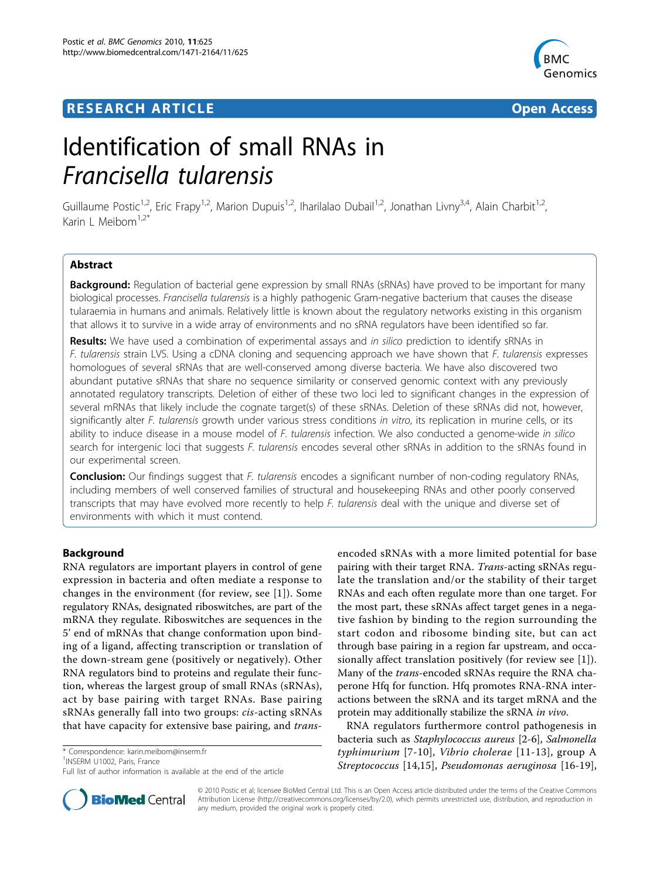# Identification of small RNAs in *Francisella tularensis*

Guillaume Postic[1,2], Eric Frapy[1,2], Marion Dupuis[1,2], Iharilalao Dubail[1,2], Jonathan Livny[3,4], Alain Charbit[1,2], Karin L Meibom[1,2*]

## Abstract

**Background:** Regulation of bacterial gene expression by small RNAs (sRNAs) have proved to be important for many biological processes. *Francisella tularensis* is a highly pathogenic Gram-negative bacterium that causes the disease tularaemia in humans and animals. Relatively little is known about the regulatory networks existing in this organism that allows it to survive in a wide array of environments and no sRNA regulators have been identified so far.

**Results:** We have used a combination of experimental assays and *in silico* prediction to identify sRNAs in *F. tularensis* strain LVS. Using a cDNA cloning and sequencing approach we have shown that *F. tularensis* expresses homologues of several sRNAs that are well-conserved among diverse bacteria. We have also discovered two abundant putative sRNAs that share no sequence similarity or conserved genomic context with any previously annotated regulatory transcripts. Deletion of either of these two loci led to significant changes in the expression of several mRNAs that likely include the cognate target(s) of these sRNAs. Deletion of these sRNAs did not, however, significantly alter *F. tularensis* growth under various stress conditions *in vitro*, its replication in murine cells, or its ability to induce disease in a mouse model of *F. tularensis* infection. We also conducted a genome-wide *in silico* search for intergenic loci that suggests *F. tularensis* encodes several other sRNAs in addition to the sRNAs found in our experimental screen.

**Conclusion:** Our findings suggest that *F. tularensis* encodes a significant number of non-coding regulatory RNAs, including members of well conserved families of structural and housekeeping RNAs and other poorly conserved transcripts that may have evolved more recently to help *F. tularensis* deal with the unique and diverse set of environments with which it must contend.

## Background

RNA regulators are important players in control of gene expression in bacteria and often mediate a response to changes in the environment (for review, see [1]). Some regulatory RNAs, designated riboswitches, are part of the mRNA they regulate. Riboswitches are sequences in the 5' end of mRNAs that change conformation upon binding of a ligand, affecting transcription or translation of the down-stream gene (positively or negatively). Other RNA regulators bind to proteins and regulate their function, whereas the largest group of small RNAs (sRNAs), act by base pairing with target RNAs. Base pairing sRNAs generally fall into two groups: *cis*-acting sRNAs that have capacity for extensive base pairing, and *trans*-encoded sRNAs with a more limited potential for base pairing with their target RNA. *Trans*-acting sRNAs regulate the translation and/or the stability of their target RNAs and each often regulate more than one target. For the most part, these sRNAs affect target genes in a negative fashion by binding to the region surrounding the start codon and ribosome binding site, but can act through base pairing in a region far upstream, and occasionally affect translation positively (for review see [1]). Many of the *trans*-encoded sRNAs require the RNA chaperone Hfq for function. Hfq promotes RNA-RNA interactions between the sRNA and its target mRNA and the protein may additionally stabilize the sRNA *in vivo*.

RNA regulators furthermore control pathogenesis in bacteria such as *Staphylococcus aureus* [2-6], *Salmonella typhimurium* [7-10], *Vibrio cholerae* [11-13], group A *Streptococcus* [14,15], *Pseudomonas aeruginosa* [16-19],

\* Correspondence: karin.meibom@inserm.fr
[1]INSERM U1002, Paris, France
Full list of author information is available at the end of the article

© 2010 Postic et al; licensee BioMed Central Ltd. This is an Open Access article distributed under the terms of the Creative Commons Attribution License (http://creativecommons.org/licenses/by/2.0), which permits unrestricted use, distribution, and reproduction in any medium, provided the original work is properly cited.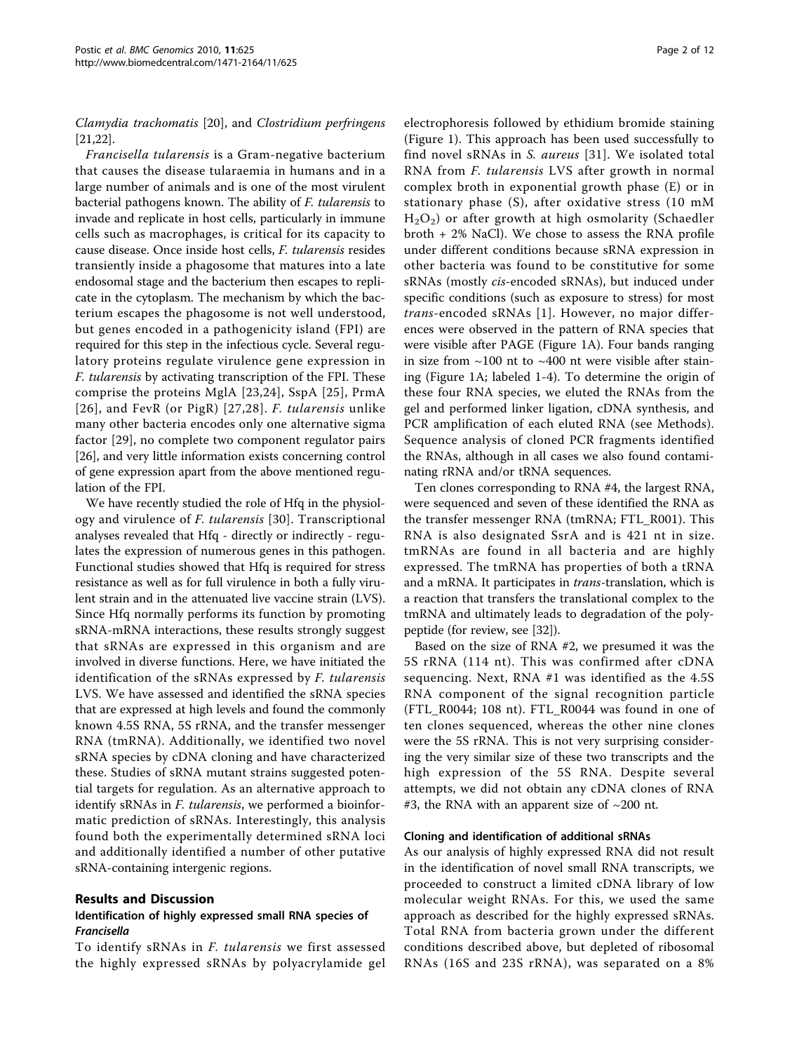Clamydia trachomatis [20], and Clostridium perfringens [21,22].

*Francisella tularensis* is a Gram-negative bacterium that causes the disease tularaemia in humans and in a large number of animals and is one of the most virulent bacterial pathogens known. The ability of *F. tularensis* to invade and replicate in host cells, particularly in immune cells such as macrophages, is critical for its capacity to cause disease. Once inside host cells, *F. tularensis* resides transiently inside a phagosome that matures into a late endosomal stage and the bacterium then escapes to replicate in the cytoplasm. The mechanism by which the bacterium escapes the phagosome is not well understood, but genes encoded in a pathogenicity island (FPI) are required for this step in the infectious cycle. Several regulatory proteins regulate virulence gene expression in *F. tularensis* by activating transcription of the FPI. These comprise the proteins MglA [23,24], SspA [25], PrmA [26], and FevR (or PigR) [27,28]. *F. tularensis* unlike many other bacteria encodes only one alternative sigma factor [29], no complete two component regulator pairs [26], and very little information exists concerning control of gene expression apart from the above mentioned regulation of the FPI.

We have recently studied the role of Hfq in the physiology and virulence of *F. tularensis* [30]. Transcriptional analyses revealed that Hfq - directly or indirectly - regulates the expression of numerous genes in this pathogen. Functional studies showed that Hfq is required for stress resistance as well as for full virulence in both a fully virulent strain and in the attenuated live vaccine strain (LVS). Since Hfq normally performs its function by promoting sRNA-mRNA interactions, these results strongly suggest that sRNAs are expressed in this organism and are involved in diverse functions. Here, we have initiated the identification of the sRNAs expressed by *F. tularensis* LVS. We have assessed and identified the sRNA species that are expressed at high levels and found the commonly known 4.5S RNA, 5S rRNA, and the transfer messenger RNA (tmRNA). Additionally, we identified two novel sRNA species by cDNA cloning and have characterized these. Studies of sRNA mutant strains suggested potential targets for regulation. As an alternative approach to identify sRNAs in *F. tularensis*, we performed a bioinformatic prediction of sRNAs. Interestingly, this analysis found both the experimentally determined sRNA loci and additionally identified a number of other putative sRNA-containing intergenic regions.

## Results and Discussion

### Identification of highly expressed small RNA species of *Francisella*

To identify sRNAs in *F. tularensis* we first assessed the highly expressed sRNAs by polyacrylamide gel electrophoresis followed by ethidium bromide staining (Figure 1). This approach has been used successfully to find novel sRNAs in *S. aureus* [31]. We isolated total RNA from *F. tularensis* LVS after growth in normal complex broth in exponential growth phase (E) or in stationary phase (S), after oxidative stress (10 mM $H_2O_2$) or after growth at high osmolarity (Schaedler broth + 2% NaCl). We chose to assess the RNA profile under different conditions because sRNA expression in other bacteria was found to be constitutive for some sRNAs (mostly *cis*-encoded sRNAs), but induced under specific conditions (such as exposure to stress) for most *trans*-encoded sRNAs [1]. However, no major differences were observed in the pattern of RNA species that were visible after PAGE (Figure 1A). Four bands ranging in size from ~100 nt to ~400 nt were visible after staining (Figure 1A; labeled 1-4). To determine the origin of these four RNA species, we eluted the RNAs from the gel and performed linker ligation, cDNA synthesis, and PCR amplification of each eluted RNA (see Methods). Sequence analysis of cloned PCR fragments identified the RNAs, although in all cases we also found contaminating rRNA and/or tRNA sequences.

Ten clones corresponding to RNA #4, the largest RNA, were sequenced and seven of these identified the RNA as the transfer messenger RNA (tmRNA; FTL_R001). This RNA is also designated SsrA and is 421 nt in size. tmRNAs are found in all bacteria and are highly expressed. The tmRNA has properties of both a tRNA and a mRNA. It participates in *trans*-translation, which is a reaction that transfers the translational complex to the tmRNA and ultimately leads to degradation of the polypeptide (for review, see [32]).

Based on the size of RNA #2, we presumed it was the 5S rRNA (114 nt). This was confirmed after cDNA sequencing. Next, RNA #1 was identified as the 4.5S RNA component of the signal recognition particle (FTL_R0044; 108 nt). FTL_R0044 was found in one of ten clones sequenced, whereas the other nine clones were the 5S rRNA. This is not very surprising considering the very similar size of these two transcripts and the high expression of the 5S RNA. Despite several attempts, we did not obtain any cDNA clones of RNA #3, the RNA with an apparent size of ~200 nt.

### Cloning and identification of additional sRNAs

As our analysis of highly expressed RNA did not result in the identification of novel small RNA transcripts, we proceeded to construct a limited cDNA library of low molecular weight RNAs. For this, we used the same approach as described for the highly expressed sRNAs. Total RNA from bacteria grown under the different conditions described above, but depleted of ribosomal RNAs (16S and 23S rRNA), was separated on a 8%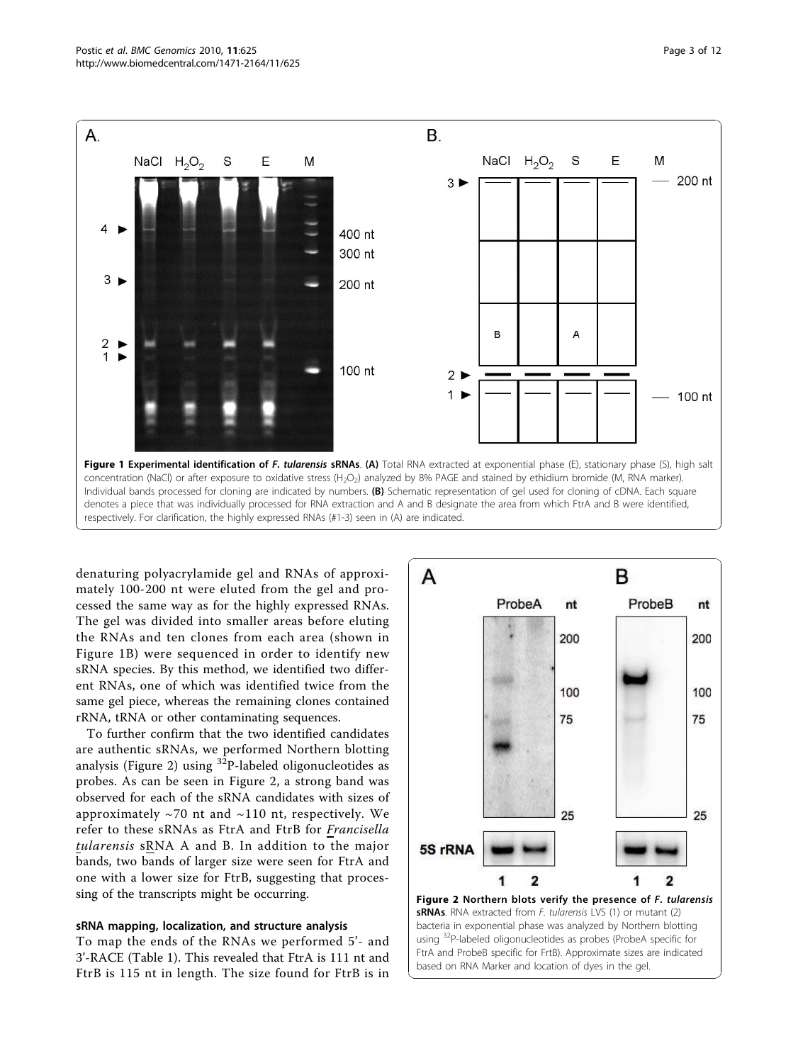**Figure 1 Experimental identification of *F. tularensis* sRNAs**. **(A)** Total RNA extracted at exponential phase (E), stationary phase (S), high salt concentration (NaCl) or after exposure to oxidative stress ($H_2O_2$) analyzed by 8% PAGE and stained by ethidium bromide (M, RNA marker). Individual bands processed for cloning are indicated by numbers. **(B)** Schematic representation of gel used for cloning of cDNA. Each square denotes a piece that was individually processed for RNA extraction and A and B designate the area from which FtrA and B were identified, respectively. For clarification, the highly expressed RNAs (#1-3) seen in (A) are indicated.

denaturing polyacrylamide gel and RNAs of approximately 100-200 nt were eluted from the gel and processed the same way as for the highly expressed RNAs. The gel was divided into smaller areas before eluting the RNAs and ten clones from each area (shown in Figure 1B) were sequenced in order to identify new sRNA species. By this method, we identified two different RNAs, one of which was identified twice from the same gel piece, whereas the remaining clones contained rRNA, tRNA or other contaminating sequences.

To further confirm that the two identified candidates are authentic sRNAs, we performed Northern blotting analysis (Figure 2) using $^{32}$P-labeled oligonucleotides as probes. As can be seen in Figure 2, a strong band was observed for each of the sRNA candidates with sizes of approximately ~70 nt and ~110 nt, respectively. We refer to these sRNAs as FtrA and FtrB for *Francisella tularensis* sRNA A and B. In addition to the major bands, two bands of larger size were seen for FtrA and one with a lower size for FtrB, suggesting that processing of the transcripts might be occurring.

**Figure 2 Northern blots verify the presence of *F. tularensis* sRNAs**. RNA extracted from *F. tularensis* LVS (1) or mutant (2) bacteria in exponential phase was analyzed by Northern blotting using $^{32}$P-labeled oligonucleotides as probes (ProbeA specific for FtrA and ProbeB specific for FrtB). Approximate sizes are indicated based on RNA Marker and location of dyes in the gel.

### sRNA mapping, localization, and structure analysis

To map the ends of the RNAs we performed 5'- and 3'-RACE (Table 1). This revealed that FtrA is 111 nt and FtrB is 115 nt in length. The size found for FtrB is in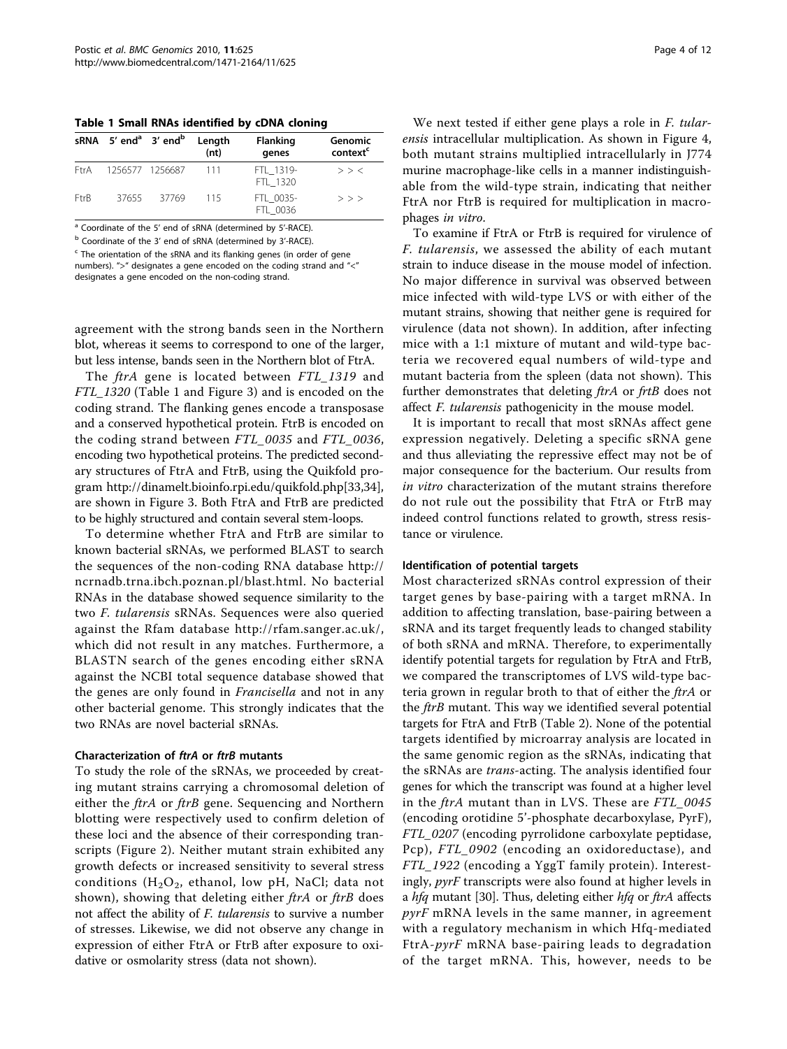**Table 1 Small RNAs identified by cDNA cloning**

| sRNA | 5' end[a] | 3' end[b] | Length (nt) | Flanking genes | Genomic context[c] |
|---|---|---|---|---|---|
| FtrA | 1256577 | 1256687 | 111 | FTL_1319-FTL_1320 | > > < |
| FtrB | 37655 | 37769 | 115 | FTL_0035-FTL_0036 | > > > |

[a] Coordinate of the 5' end of sRNA (determined by 5'-RACE).

[b] Coordinate of the 3' end of sRNA (determined by 3'-RACE).

[c] The orientation of the sRNA and its flanking genes (in order of gene numbers). ">" designates a gene encoded on the coding strand and "<" designates a gene encoded on the non-coding strand.

agreement with the strong bands seen in the Northern blot, whereas it seems to correspond to one of the larger, but less intense, bands seen in the Northern blot of FtrA.

The *ftrA* gene is located between *FTL_1319* and *FTL_1320* (Table 1 and Figure 3) and is encoded on the coding strand. The flanking genes encode a transposase and a conserved hypothetical protein. FtrB is encoded on the coding strand between *FTL_0035* and *FTL_0036*, encoding two hypothetical proteins. The predicted secondary structures of FtrA and FtrB, using the Quikfold program http://dinamelt.bioinfo.rpi.edu/quikfold.php[33,34], are shown in Figure 3. Both FtrA and FtrB are predicted to be highly structured and contain several stem-loops.

To determine whether FtrA and FtrB are similar to known bacterial sRNAs, we performed BLAST to search the sequences of the non-coding RNA database http://ncrnadb.trna.ibch.poznan.pl/blast.html. No bacterial RNAs in the database showed sequence similarity to the two *F. tularensis* sRNAs. Sequences were also queried against the Rfam database http://rfam.sanger.ac.uk/, which did not result in any matches. Furthermore, a BLASTN search of the genes encoding either sRNA against the NCBI total sequence database showed that the genes are only found in *Francisella* and not in any other bacterial genome. This strongly indicates that the two RNAs are novel bacterial sRNAs.

#### Characterization of *ftrA* or *ftrB* mutants

To study the role of the sRNAs, we proceeded by creating mutant strains carrying a chromosomal deletion of either the *ftrA* or *ftrB* gene. Sequencing and Northern blotting were respectively used to confirm deletion of these loci and the absence of their corresponding transcripts (Figure 2). Neither mutant strain exhibited any growth defects or increased sensitivity to several stress conditions ($H_2O_2$, ethanol, low pH, NaCl; data not shown), showing that deleting either *ftrA* or *ftrB* does not affect the ability of *F. tularensis* to survive a number of stresses. Likewise, we did not observe any change in expression of either FtrA or FtrB after exposure to oxidative or osmolarity stress (data not shown).

We next tested if either gene plays a role in *F. tularensis* intracellular multiplication. As shown in Figure 4, both mutant strains multiplied intracellularly in J774 murine macrophage-like cells in a manner indistinguishable from the wild-type strain, indicating that neither FtrA nor FtrB is required for multiplication in macrophages *in vitro*.

To examine if FtrA or FtrB is required for virulence of *F. tularensis*, we assessed the ability of each mutant strain to induce disease in the mouse model of infection. No major difference in survival was observed between mice infected with wild-type LVS or with either of the mutant strains, showing that neither gene is required for virulence (data not shown). In addition, after infecting mice with a 1:1 mixture of mutant and wild-type bacteria we recovered equal numbers of wild-type and mutant bacteria from the spleen (data not shown). This further demonstrates that deleting *ftrA* or *frtB* does not affect *F. tularensis* pathogenicity in the mouse model.

It is important to recall that most sRNAs affect gene expression negatively. Deleting a specific sRNA gene and thus alleviating the repressive effect may not be of major consequence for the bacterium. Our results from *in vitro* characterization of the mutant strains therefore do not rule out the possibility that FtrA or FtrB may indeed control functions related to growth, stress resistance or virulence.

#### Identification of potential targets

Most characterized sRNAs control expression of their target genes by base-pairing with a target mRNA. In addition to affecting translation, base-pairing between a sRNA and its target frequently leads to changed stability of both sRNA and mRNA. Therefore, to experimentally identify potential targets for regulation by FtrA and FtrB, we compared the transcriptomes of LVS wild-type bacteria grown in regular broth to that of either the *ftrA* or the *ftrB* mutant. This way we identified several potential targets for FtrA and FtrB (Table 2). None of the potential targets identified by microarray analysis are located in the same genomic region as the sRNAs, indicating that the sRNAs are *trans*-acting. The analysis identified four genes for which the transcript was found at a higher level in the *ftrA* mutant than in LVS. These are *FTL_0045* (encoding orotidine 5'-phosphate decarboxylase, PyrF), *FTL_0207* (encoding pyrrolidone carboxylate peptidase, Pcp), *FTL_0902* (encoding an oxidoreductase), and *FTL_1922* (encoding a YggT family protein). Interestingly, *pyrF* transcripts were also found at higher levels in a *hfq* mutant [30]. Thus, deleting either *hfq* or *ftrA* affects *pyrF* mRNA levels in the same manner, in agreement with a regulatory mechanism in which Hfq-mediated FtrA-*pyrF* mRNA base-pairing leads to degradation of the target mRNA. This, however, needs to be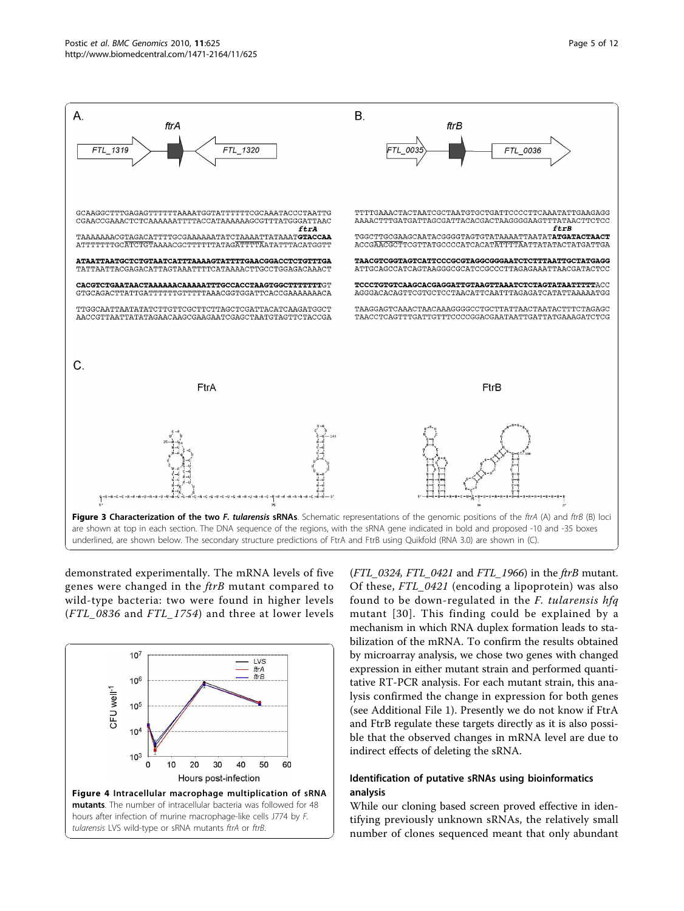A.

ftrA

FTL_1319 ftrA FTL_1320

```
GCAAGGCTTTGAGAGTTTTTTAAAATGGTATTTTTTCGCAAATACCCTAATTG
CGAACCGAAACTCTCAAAAAATTTTACCATAAAAAAGCGTTTATGGGATTAAC
                                                  ftrA
TAAAAAAACGTAGACATTTTGCGAAAAAAATATCTAAAATTATAAATGTACCAA
ATTTTTTTGCATCTGTAAAACGCTTTTTTATAGATTTTAATATTTACATGGTT

ATAATTAATGCTCTGTAATCATTTAAAAGTATTTTGAACGGACCTCTGTTTGA
TATTAATTACGAGACATTAGTAAATTTTCATAAAACTTGCCTGGAGACAAACT

CACGTCTGAATAACTAAAAAACAAAAATTTGCCACCTAAGTGGCTTTTTTTGT
GTGCAGACTTATTGATTTTTTGTTTTTAAACGGTGGATTCACCGAAAAAAACA

TTGGCAATTAATATATCTTGTTCGCTTCTTAGCTCGATTACATCAAGATGGCT
AACCGTTAATTATATAGAACAAGCGAAGAATCGAGCTAATGTAGTTCTACCGA
```

B.

ftrB

FTL_0035 ftrB FTL_0036

```
TTTTGAAACTACTAATCGCTAATGTGCTGATTCCCCTTCAAATATTGAAGAGG
AAAACTTTGATGATTAGCGATTACACGACTAAGGGGAAGTTTATAACTTCTCC
                                                  ftrB
TGGCTTGCGAAGCAATACGGGGTAGTGTATAAAATTAATATATGATACTAACT
ACCGAACGCTTCGTTATGCCCCATCACATATTTTAATTATATACTATGATTGA

TAACGTCGGTAGTCATTCCCGCGTAGGCGGGAATCTCTTTAATTGCTATGAGG
ATTGCAGCCATCAGTAAGGGCGCATCCGCCCTTAGAGAAATTAACGATACTCC

TCCCTGTGTCAAGCACGAGGATTGTAAGTTAAATCTCTAGTATAATTTTTACC
AGGGACACAGTTCGTGCTCCTAACATTCAATTTAGAGATCATATTAAAAATGG

TAAGGAGTCAAACTAACAAAGGGGCCTGCTTATTAACTAATACTTTCTAGAGC
TAACCTCAGTTTGATTGTTTCCCCGGACGAATAATTGATTATGAAAGATCTCG
```

C.

FtrA FtrB

**Figure 3 Characterization of the two *F. tularensis* sRNAs**. Schematic representations of the genomic positions of the *ftrA* (A) and *ftrB* (B) loci are shown at top in each section. The DNA sequence of the regions, with the sRNA gene indicated in bold and proposed -10 and -35 boxes underlined, are shown below. The secondary structure predictions of FtrA and FtrB using Quikfold (RNA 3.0) are shown in (C).

demonstrated experimentally. The mRNA levels of five genes were changed in the *ftrB* mutant compared to wild-type bacteria: two were found in higher levels (*FTL_0836* and *FTL_1754*) and three at lower levels (*FTL_0324*, *FTL_0421* and *FTL_1966*) in the *ftrB* mutant. Of these, *FTL_0421* (encoding a lipoprotein) was also found to be down-regulated in the *F. tularensis hfq* mutant [30]. This finding could be explained by a mechanism in which RNA duplex formation leads to stabilization of the mRNA. To confirm the results obtained by microarray analysis, we chose two genes with changed expression in either mutant strain and performed quantitative RT-PCR analysis. For each mutant strain, this analysis confirmed the change in expression for both genes (see Additional File 1). Presently we do not know if FtrA and FtrB regulate these targets directly as it is also possible that the observed changes in mRNA level are due to indirect effects of deleting the sRNA.

**Figure 4 Intracellular macrophage multiplication of sRNA mutants**. The number of intracellular bacteria was followed for 48 hours after infection of murine macrophage-like cells J774 by *F. tularensis* LVS wild-type or sRNA mutants *ftrA* or *ftrB*.

### Identification of putative sRNAs using bioinformatics analysis

While our cloning based screen proved effective in identifying previously unknown sRNAs, the relatively small number of clones sequenced meant that only abundant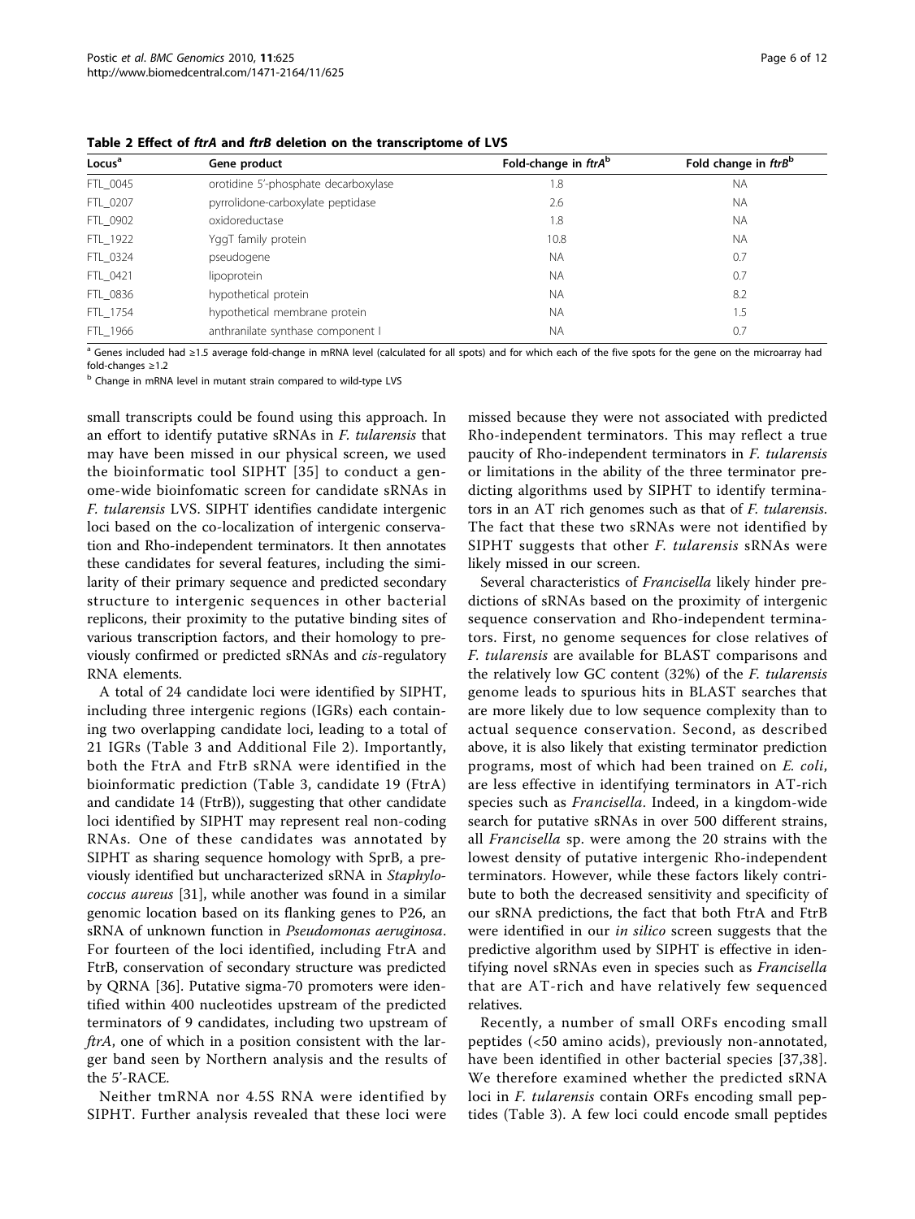**Table 2 Effect of *ftrA* and *ftrB* deletion on the transcriptome of LVS**

| Locus[a] | Gene product | Fold-change in *ftrA*[b] | Fold change in *ftrB*[b] |
|---|---|---|---|
| FTL_0045 | orotidine 5'-phosphate decarboxylase | 1.8 | NA |
| FTL_0207 | pyrrolidone-carboxylate peptidase | 2.6 | NA |
| FTL_0902 | oxidoreductase | 1.8 | NA |
| FTL_1922 | YggT family protein | 10.8 | NA |
| FTL_0324 | pseudogene | NA | 0.7 |
| FTL_0421 | lipoprotein | NA | 0.7 |
| FTL_0836 | hypothetical protein | NA | 8.2 |
| FTL_1754 | hypothetical membrane protein | NA | 1.5 |
| FTL_1966 | anthranilate synthase component I | NA | 0.7 |

[a] Genes included had ≥1.5 average fold-change in mRNA level (calculated for all spots) and for which each of the five spots for the gene on the microarray had fold-changes ≥1.2

[b] Change in mRNA level in mutant strain compared to wild-type LVS

small transcripts could be found using this approach. In an effort to identify putative sRNAs in *F. tularensis* that may have been missed in our physical screen, we used the bioinformatic tool SIPHT [35] to conduct a genome-wide bioinfomatic screen for candidate sRNAs in *F. tularensis* LVS. SIPHT identifies candidate intergenic loci based on the co-localization of intergenic conservation and Rho-independent terminators. It then annotates these candidates for several features, including the similarity of their primary sequence and predicted secondary structure to intergenic sequences in other bacterial replicons, their proximity to the putative binding sites of various transcription factors, and their homology to previously confirmed or predicted sRNAs and *cis*-regulatory RNA elements.

A total of 24 candidate loci were identified by SIPHT, including three intergenic regions (IGRs) each containing two overlapping candidate loci, leading to a total of 21 IGRs (Table 3 and Additional File 2). Importantly, both the FtrA and FtrB sRNA were identified in the bioinformatic prediction (Table 3, candidate 19 (FtrA) and candidate 14 (FtrB)), suggesting that other candidate loci identified by SIPHT may represent real non-coding RNAs. One of these candidates was annotated by SIPHT as sharing sequence homology with SprB, a previously identified but uncharacterized sRNA in *Staphylococcus aureus* [31], while another was found in a similar genomic location based on its flanking genes to P26, an sRNA of unknown function in *Pseudomonas aeruginosa*. For fourteen of the loci identified, including FtrA and FtrB, conservation of secondary structure was predicted by QRNA [36]. Putative sigma-70 promoters were identified within 400 nucleotides upstream of the predicted terminators of 9 candidates, including two upstream of *ftrA*, one of which in a position consistent with the larger band seen by Northern analysis and the results of the 5'-RACE.

Neither tmRNA nor 4.5S RNA were identified by SIPHT. Further analysis revealed that these loci were missed because they were not associated with predicted Rho-independent terminators. This may reflect a true paucity of Rho-independent terminators in *F. tularensis* or limitations in the ability of the three terminator predicting algorithms used by SIPHT to identify terminators in an AT rich genomes such as that of *F. tularensis*. The fact that these two sRNAs were not identified by SIPHT suggests that other *F. tularensis* sRNAs were likely missed in our screen.

Several characteristics of *Francisella* likely hinder predictions of sRNAs based on the proximity of intergenic sequence conservation and Rho-independent terminators. First, no genome sequences for close relatives of *F. tularensis* are available for BLAST comparisons and the relatively low GC content (32%) of the *F. tularensis* genome leads to spurious hits in BLAST searches that are more likely due to low sequence complexity than to actual sequence conservation. Second, as described above, it is also likely that existing terminator prediction programs, most of which had been trained on *E. coli*, are less effective in identifying terminators in AT-rich species such as *Francisella*. Indeed, in a kingdom-wide search for putative sRNAs in over 500 different strains, all *Francisella* sp. were among the 20 strains with the lowest density of putative intergenic Rho-independent terminators. However, while these factors likely contribute to both the decreased sensitivity and specificity of our sRNA predictions, the fact that both FtrA and FtrB were identified in our *in silico* screen suggests that the predictive algorithm used by SIPHT is effective in identifying novel sRNAs even in species such as *Francisella* that are AT-rich and have relatively few sequenced relatives.

Recently, a number of small ORFs encoding small peptides (<50 amino acids), previously non-annotated, have been identified in other bacterial species [37,38]. We therefore examined whether the predicted sRNA loci in *F. tularensis* contain ORFs encoding small peptides (Table 3). A few loci could encode small peptides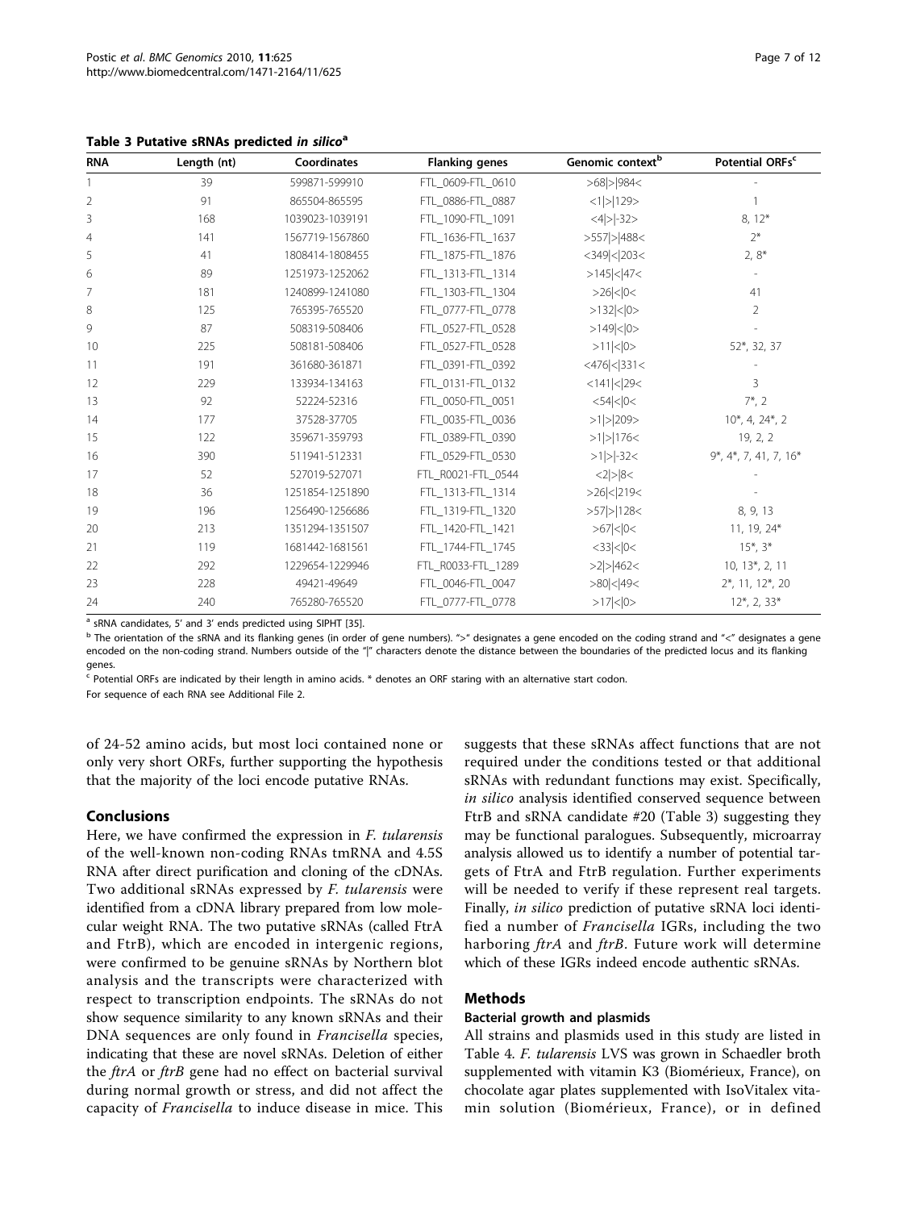**Table 3 Putative sRNAs predicted *in silico*[a]**

| RNA | Length (nt) | Coordinates | Flanking genes | Genomic context[b] | Potential ORFs[c] |
|---|---|---|---|---|---|
| 1 | 39 | 599871-599910 | FTL_0609-FTL_0610 | >68\|>\|984< | - |
| 2 | 91 | 865504-865595 | FTL_0886-FTL_0887 | <1\|>\|129> | 1 |
| 3 | 168 | 1039023-1039191 | FTL_1090-FTL_1091 | <4\|>\|-32> | 8, 12* |
| 4 | 141 | 1567719-1567860 | FTL_1636-FTL_1637 | >557\|>\|488< | 2* |
| 5 | 41 | 1808414-1808455 | FTL_1875-FTL_1876 | <349\|<\|203< | 2, 8* |
| 6 | 89 | 1251973-1252062 | FTL_1313-FTL_1314 | >145\|<\|47< | - |
| 7 | 181 | 1240899-1241080 | FTL_1303-FTL_1304 | >26\|<\|0< | 41 |
| 8 | 125 | 765395-765520 | FTL_0777-FTL_0778 | >132\|<\|0> | 2 |
| 9 | 87 | 508319-508406 | FTL_0527-FTL_0528 | >149\|<\|0> | - |
| 10 | 225 | 508181-508406 | FTL_0527-FTL_0528 | >11\|<\|0> | 52*, 32, 37 |
| 11 | 191 | 361680-361871 | FTL_0391-FTL_0392 | <476\|<\|331< | - |
| 12 | 229 | 133934-134163 | FTL_0131-FTL_0132 | <141\|<\|29< | 3 |
| 13 | 92 | 52224-52316 | FTL_0050-FTL_0051 | <54\|<\|0< | 7*, 2 |
| 14 | 177 | 37528-37705 | FTL_0035-FTL_0036 | >1\|>\|209> | 10*, 4, 24*, 2 |
| 15 | 122 | 359671-359793 | FTL_0389-FTL_0390 | >1\|>\|176< | 19, 2, 2 |
| 16 | 390 | 511941-512331 | FTL_0529-FTL_0530 | >1\|>\|-32< | 9*, 4*, 7, 41, 7, 16* |
| 17 | 52 | 527019-527071 | FTL_R0021-FTL_0544 | <2\|>\|8< | - |
| 18 | 36 | 1251854-1251890 | FTL_1313-FTL_1314 | >26\|<\|219< | - |
| 19 | 196 | 1256490-1256686 | FTL_1319-FTL_1320 | >57\|>\|128< | 8, 9, 13 |
| 20 | 213 | 1351294-1351507 | FTL_1420-FTL_1421 | >67\|<\|0< | 11, 19, 24* |
| 21 | 119 | 1681442-1681561 | FTL_1744-FTL_1745 | <33\|<\|0< | 15*, 3* |
| 22 | 292 | 1229654-1229946 | FTL_R0033-FTL_1289 | >2\|>\|462< | 10, 13*, 2, 11 |
| 23 | 228 | 49421-49649 | FTL_0046-FTL_0047 | >80\|<\|49< | 2*, 11, 12*, 20 |
| 24 | 240 | 765280-765520 | FTL_0777-FTL_0778 | >17\|<\|0> | 12*, 2, 33* |

[a] sRNA candidates, 5' and 3' ends predicted using SIPHT [35].

[b] The orientation of the sRNA and its flanking genes (in order of gene numbers). ">" designates a gene encoded on the coding strand and "<" designates a gene encoded on the non-coding strand. Numbers outside of the "|" characters denote the distance between the boundaries of the predicted locus and its flanking genes.

[c] Potential ORFs are indicated by their length in amino acids. * denotes an ORF staring with an alternative start codon.

For sequence of each RNA see Additional File 2.

of 24-52 amino acids, but most loci contained none or only very short ORFs, further supporting the hypothesis that the majority of the loci encode putative RNAs.

## Conclusions

Here, we have confirmed the expression in *F. tularensis* of the well-known non-coding RNAs tmRNA and 4.5S RNA after direct purification and cloning of the cDNAs. Two additional sRNAs expressed by *F. tularensis* were identified from a cDNA library prepared from low molecular weight RNA. The two putative sRNAs (called FtrA and FtrB), which are encoded in intergenic regions, were confirmed to be genuine sRNAs by Northern blot analysis and the transcripts were characterized with respect to transcription endpoints. The sRNAs do not show sequence similarity to any known sRNAs and their DNA sequences are only found in *Francisella* species, indicating that these are novel sRNAs. Deletion of either the *ftrA* or *ftrB* gene had no effect on bacterial survival during normal growth or stress, and did not affect the capacity of *Francisella* to induce disease in mice. This suggests that these sRNAs affect functions that are not required under the conditions tested or that additional sRNAs with redundant functions may exist. Specifically, *in silico* analysis identified conserved sequence between FtrB and sRNA candidate #20 (Table 3) suggesting they may be functional paralogues. Subsequently, microarray analysis allowed us to identify a number of potential targets of FtrA and FtrB regulation. Further experiments will be needed to verify if these represent real targets. Finally, *in silico* prediction of putative sRNA loci identified a number of *Francisella* IGRs, including the two harboring *ftrA* and *ftrB*. Future work will determine which of these IGRs indeed encode authentic sRNAs.

## Methods

### Bacterial growth and plasmids

All strains and plasmids used in this study are listed in Table 4. *F. tularensis* LVS was grown in Schaedler broth supplemented with vitamin K3 (Biomérieux, France), on chocolate agar plates supplemented with IsoVitalex vitamin solution (Biomérieux, France), or in defined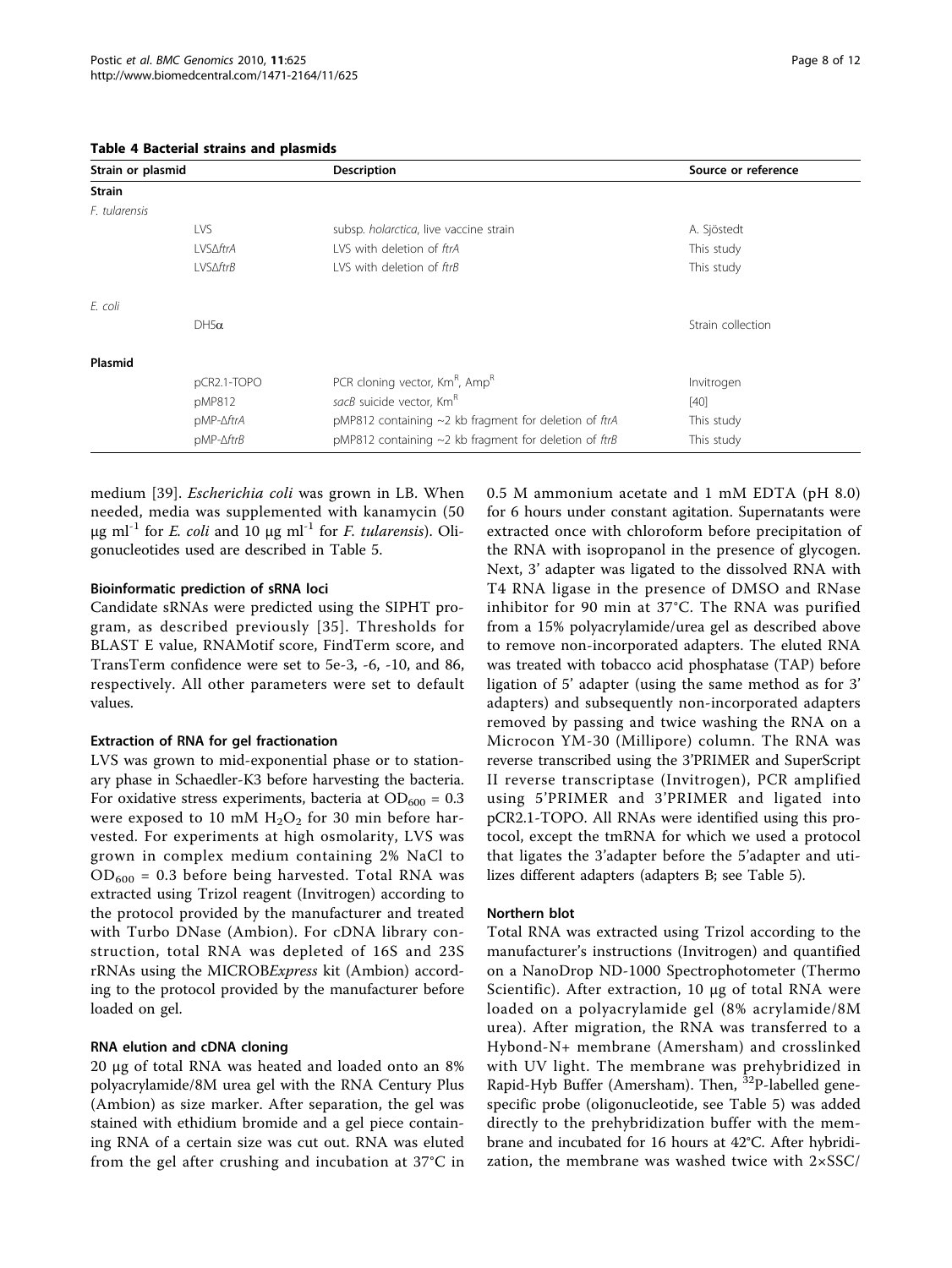**Table 4 Bacterial strains and plasmids**

| Strain or plasmid | | Description | Source or reference |
|---|---|---|---|
| **Strain** | | | |
| *F. tularensis* | | | |
| | LVS | subsp. *holarctica*, live vaccine strain | A. Sjöstedt |
| | LVSΔ*ftrA* | LVS with deletion of *ftrA* | This study |
| | LVSΔ*ftrB* | LVS with deletion of *ftrB* | This study |
| *E. coli* | | | |
| | DH5α | | Strain collection |
| **Plasmid** | | | |
| | pCR2.1-TOPO | PCR cloning vector, $Km^R$, $Amp^R$ | Invitrogen |
| | pMP812 | *sacB* suicide vector, $Km^R$ | [40] |
| | pMP-Δ*ftrA* | pMP812 containing ~2 kb fragment for deletion of *ftrA* | This study |
| | pMP-Δ*ftrB* | pMP812 containing ~2 kb fragment for deletion of *ftrB* | This study |

medium [39]. *Escherichia coli* was grown in LB. When needed, media was supplemented with kanamycin (50 μg $ml^{-1}$ for *E. coli* and 10 μg $ml^{-1}$ for *F. tularensis*). Oligonucleotides used are described in Table 5.

### Bioinformatic prediction of sRNA loci

Candidate sRNAs were predicted using the SIPHT program, as described previously [35]. Thresholds for BLAST E value, RNAMotif score, FindTerm score, and TransTerm confidence were set to 5e-3, -6, -10, and 86, respectively. All other parameters were set to default values.

### Extraction of RNA for gel fractionation

LVS was grown to mid-exponential phase or to stationary phase in Schaedler-K3 before harvesting the bacteria. For oxidative stress experiments, bacteria at $OD_{600}$ = 0.3 were exposed to 10 mM $H_2O_2$ for 30 min before harvested. For experiments at high osmolarity, LVS was grown in complex medium containing 2% NaCl to $OD_{600}$ = 0.3 before being harvested. Total RNA was extracted using Trizol reagent (Invitrogen) according to the protocol provided by the manufacturer and treated with Turbo DNase (Ambion). For cDNA library construction, total RNA was depleted of 16S and 23S rRNAs using the MICROB*Express* kit (Ambion) according to the protocol provided by the manufacturer before loaded on gel.

### RNA elution and cDNA cloning

20 μg of total RNA was heated and loaded onto an 8% polyacrylamide/8M urea gel with the RNA Century Plus (Ambion) as size marker. After separation, the gel was stained with ethidium bromide and a gel piece containing RNA of a certain size was cut out. RNA was eluted from the gel after crushing and incubation at 37°C in 0.5 M ammonium acetate and 1 mM EDTA (pH 8.0) for 6 hours under constant agitation. Supernatants were extracted once with chloroform before precipitation of the RNA with isopropanol in the presence of glycogen. Next, 3' adapter was ligated to the dissolved RNA with T4 RNA ligase in the presence of DMSO and RNase inhibitor for 90 min at 37°C. The RNA was purified from a 15% polyacrylamide/urea gel as described above to remove non-incorporated adapters. The eluted RNA was treated with tobacco acid phosphatase (TAP) before ligation of 5' adapter (using the same method as for 3' adapters) and subsequently non-incorporated adapters removed by passing and twice washing the RNA on a Microcon YM-30 (Millipore) column. The RNA was reverse transcribed using the 3'PRIMER and SuperScript II reverse transcriptase (Invitrogen), PCR amplified using 5'PRIMER and 3'PRIMER and ligated into pCR2.1-TOPO. All RNAs were identified using this protocol, except the tmRNA for which we used a protocol that ligates the 3'adapter before the 5'adapter and utilizes different adapters (adapters B; see Table 5).

### Northern blot

Total RNA was extracted using Trizol according to the manufacturer's instructions (Invitrogen) and quantified on a NanoDrop ND-1000 Spectrophotometer (Thermo Scientific). After extraction, 10 μg of total RNA were loaded on a polyacrylamide gel (8% acrylamide/8M urea). After migration, the RNA was transferred to a Hybond-N+ membrane (Amersham) and crosslinked with UV light. The membrane was prehybridized in Rapid-Hyb Buffer (Amersham). Then, $^{32}P$-labelled gene-specific probe (oligonucleotide, see Table 5) was added directly to the prehybridization buffer with the membrane and incubated for 16 hours at 42°C. After hybridization, the membrane was washed twice with 2×SSC/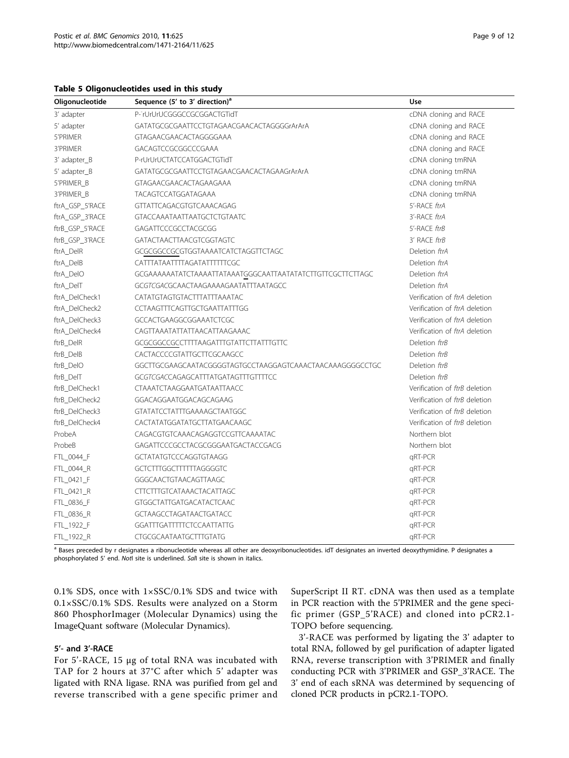**Table 5 Oligonucleotides used in this study**

| Oligonucleotide | Sequence (5' to 3' direction)[a] | Use |
|---|---|---|
| 3' adapter | P-rUrUrUCGGGCCGCGGACTGTidT | cDNA cloning and RACE |
| 5' adapter | GATATGCGCGAATTCCTGTAGAACGAACACTAGGGGrArArA | cDNA cloning and RACE |
| 5'PRIMER | GTAGAACGAACACTAGGGGAAA | cDNA cloning and RACE |
| 3'PRIMER | GACAGTCCGCGGCCCGAAA | cDNA cloning and RACE |
| 3' adapter_B | P-rUrUrUCTATCCATGGACTGTidT | cDNA cloning tmRNA |
| 5' adapter_B | GATATGCGCGAATTCCTGTAGAACGAACACTAGAAGrArArA | cDNA cloning tmRNA |
| 5'PRIMER_B | GTAGAACGAACACTAGAAGAAA | cDNA cloning tmRNA |
| 3'PRIMER_B | TACAGTCCATGGATAGAAA | cDNA cloning tmRNA |
| ftrA_GSP_5'RACE | GTTATTCAGACGTGTCAAACAGAG | 5'-RACE *ftrA* |
| ftrA_GSP_3'RACE | GTACCAAATAATTAATGCTCTGTAATC | 3'-RACE *ftrA* |
| ftrB_GSP_5'RACE | GAGATTCCCGCCTACGCGG | 5'-RACE *ftrB* |
| ftrB_GSP_3'RACE | GATACTAACTTAACGTCGGTAGTC | 3' RACE *ftrB* |
| ftrA_DelR | GCGCGGCCGCGTGGTAAAATCATCTAGGTTCTAGC | Deletion *ftrA* |
| ftrA_DelB | CATTTATAATTTTAGATATTTTTTCGC | Deletion *ftrA* |
| ftrA_DelO | GCGAAAAAAATATCTAAAATTATAAATGGGCAATTAATATATCTTGTTCGCTTCTTAGC | Deletion *ftrA* |
| ftrA_DelT | GC*GTCGAC*GCAACTAAGAAAAGAATATTTAATAGCC | Deletion *ftrA* |
| ftrA_DelCheck1 | CATATGTAGTGTACTTTATTTAAATAC | Verification of *ftrA* deletion |
| ftrA_DelCheck2 | CCTAAGTTTCAGTTGCTGAATTATTTGG | Verification of *ftrA* deletion |
| ftrA_DelCheck3 | GCCACTGAAGGCGGAAATCTCGC | Verification of *ftrA* deletion |
| ftrA_DelCheck4 | CAGTTAAATATTATTAACATTAAGAAAC | Verification of *ftrA* deletion |
| ftrB_DelR | GCGCGGCCGCCTTTTAAGATTTGTATTCTTATTTGTTC | Deletion *ftrB* |
| ftrB_DelB | CACTACCCCGTATTGCTTCGCAAGCC | Deletion *ftrB* |
| ftrB_DelO | GGCTTGCGAAGCAATACGGGGTAGTGCCTAAGGAGTCAAACTAACAAAGGGGCCTGC | Deletion *ftrB* |
| ftrB_DelT | GC*GTCGAC*CAGAGCATTTATGATAGTTTGTTTTCC | Deletion *ftrB* |
| ftrB_DelCheck1 | CTAAATCTAAGGAATGATAATTAACC | Verification of *ftrB* deletion |
| ftrB_DelCheck2 | GGACAGGAATGGACAGCAGAAG | Verification of *ftrB* deletion |
| ftrB_DelCheck3 | GTATATCCTATTTGAAAAGCTAATGGC | Verification of *ftrB* deletion |
| ftrB_DelCheck4 | CACTATATGGATATGCTTATGAACAAGC | Verification of *ftrB* deletion |
| ProbeA | CAGACGTGTCAAACAGAGGTCCGTTCAAAATAC | Northern blot |
| ProbeB | GAGATTCCCGCCTACGCGGGAATGACTACCGACG | Northern blot |
| FTL_0044_F | GCTATATGTCCCAGGTGTAAGG | qRT-PCR |
| FTL_0044_R | GCTCTTTGGCTTTTTTAGGGGTC | qRT-PCR |
| FTL_0421_F | GGGCAACTGTAACAGTTAAGC | qRT-PCR |
| FTL_0421_R | CTTCTTTGTCATAAACTACATTAGC | qRT-PCR |
| FTL_0836_F | GTGGCTATTGATGACATACTCAAC | qRT-PCR |
| FTL_0836_R | GCTAAGCCTAGATAACTGATACC | qRT-PCR |
| FTL_1922_F | GGATTTGATTTTTCTCCAATTATTG | qRT-PCR |
| FTL_1922_R | CTGCGCAATAATGCTTTGTATG | qRT-PCR |

[a] Bases preceded by r designates a ribonucleotide whereas all other are deoxyribonucleotides. idT designates an inverted deoxythymidine. P designates a phosphorylated 5' end. *Not*I site is underlined. *Sal*I site is shown in italics.

0.1% SDS, once with 1×SSC/0.1% SDS and twice with 0.1×SSC/0.1% SDS. Results were analyzed on a Storm 860 PhosphorImager (Molecular Dynamics) using the ImageQuant software (Molecular Dynamics).

### 5'- and 3'-RACE

For 5'-RACE, 15 μg of total RNA was incubated with TAP for 2 hours at 37°C after which 5' adapter was ligated with RNA ligase. RNA was purified from gel and reverse transcribed with a gene specific primer and SuperScript II RT. cDNA was then used as a template in PCR reaction with the 5'PRIMER and the gene specific primer (GSP_5'RACE) and cloned into pCR2.1-TOPO before sequencing.

3'-RACE was performed by ligating the 3' adapter to total RNA, followed by gel purification of adapter ligated RNA, reverse transcription with 3'PRIMER and finally conducting PCR with 3'PRIMER and GSP_3'RACE. The 3' end of each sRNA was determined by sequencing of cloned PCR products in pCR2.1-TOPO.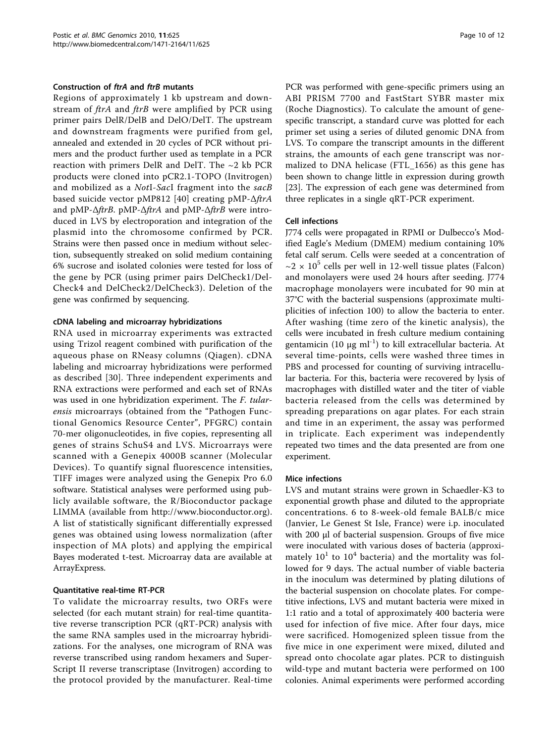### Construction of *ftrA* and *ftrB* mutants

Regions of approximately 1 kb upstream and downstream of *ftrA* and *ftrB* were amplified by PCR using primer pairs DelR/DelB and DelO/DelT. The upstream and downstream fragments were purified from gel, annealed and extended in 20 cycles of PCR without primers and the product further used as template in a PCR reaction with primers DelR and DelT. The ~2 kb PCR products were cloned into pCR2.1-TOPO (Invitrogen) and mobilized as a *Not*I-*Sac*I fragment into the *sacB* based suicide vector pMP812 [40] creating pMP-Δ*ftrA* and pMP-Δ*ftrB*. pMP-Δ*ftrA* and pMP-Δ*ftrB* were introduced in LVS by electroporation and integration of the plasmid into the chromosome confirmed by PCR. Strains were then passed once in medium without selection, subsequently streaked on solid medium containing 6% sucrose and isolated colonies were tested for loss of the gene by PCR (using primer pairs DelCheck1/DelCheck4 and DelCheck2/DelCheck3). Deletion of the gene was confirmed by sequencing.

### cDNA labeling and microarray hybridizations

RNA used in microarray experiments was extracted using Trizol reagent combined with purification of the aqueous phase on RNeasy columns (Qiagen). cDNA labeling and microarray hybridizations were performed as described [30]. Three independent experiments and RNA extractions were performed and each set of RNAs was used in one hybridization experiment. The *F. tularensis* microarrays (obtained from the "Pathogen Functional Genomics Resource Center", PFGRC) contain 70-mer oligonucleotides, in five copies, representing all genes of strains SchuS4 and LVS. Microarrays were scanned with a Genepix 4000B scanner (Molecular Devices). To quantify signal fluorescence intensities, TIFF images were analyzed using the Genepix Pro 6.0 software. Statistical analyses were performed using publicly available software, the R/Bioconductor package LIMMA (available from http://www.bioconductor.org). A list of statistically significant differentially expressed genes was obtained using lowess normalization (after inspection of MA plots) and applying the empirical Bayes moderated t-test. Microarray data are available at ArrayExpress.

### Quantitative real-time RT-PCR

To validate the microarray results, two ORFs were selected (for each mutant strain) for real-time quantitative reverse transcription PCR (qRT-PCR) analysis with the same RNA samples used in the microarray hybridizations. For the analyses, one microgram of RNA was reverse transcribed using random hexamers and Super-Script II reverse transcriptase (Invitrogen) according to the protocol provided by the manufacturer. Real-time PCR was performed with gene-specific primers using an ABI PRISM 7700 and FastStart SYBR master mix (Roche Diagnostics). To calculate the amount of gene-specific transcript, a standard curve was plotted for each primer set using a series of diluted genomic DNA from LVS. To compare the transcript amounts in the different strains, the amounts of each gene transcript was normalized to DNA helicase (FTL_1656) as this gene has been shown to change little in expression during growth [23]. The expression of each gene was determined from three replicates in a single qRT-PCR experiment.

### Cell infections

J774 cells were propagated in RPMI or Dulbecco's Modified Eagle's Medium (DMEM) medium containing 10% fetal calf serum. Cells were seeded at a concentration of $\sim 2 \times 10^5$ cells per well in 12-well tissue plates (Falcon) and monolayers were used 24 hours after seeding. J774 macrophage monolayers were incubated for 90 min at 37°C with the bacterial suspensions (approximate multiplicities of infection 100) to allow the bacteria to enter. After washing (time zero of the kinetic analysis), the cells were incubated in fresh culture medium containing gentamicin (10 μg $ml^{-1}$) to kill extracellular bacteria. At several time-points, cells were washed three times in PBS and processed for counting of surviving intracellular bacteria. For this, bacteria were recovered by lysis of macrophages with distilled water and the titer of viable bacteria released from the cells was determined by spreading preparations on agar plates. For each strain and time in an experiment, the assay was performed in triplicate. Each experiment was independently repeated two times and the data presented are from one experiment.

### Mice infections

LVS and mutant strains were grown in Schaedler-K3 to exponential growth phase and diluted to the appropriate concentrations. 6 to 8-week-old female BALB/c mice (Janvier, Le Genest St Isle, France) were i.p. inoculated with 200 μl of bacterial suspension. Groups of five mice were inoculated with various doses of bacteria (approximately $10^1$ to $10^4$ bacteria) and the mortality was followed for 9 days. The actual number of viable bacteria in the inoculum was determined by plating dilutions of the bacterial suspension on chocolate plates. For competitive infections, LVS and mutant bacteria were mixed in 1:1 ratio and a total of approximately 400 bacteria were used for infection of five mice. After four days, mice were sacrificed. Homogenized spleen tissue from the five mice in one experiment were mixed, diluted and spread onto chocolate agar plates. PCR to distinguish wild-type and mutant bacteria were performed on 100 colonies. Animal experiments were performed according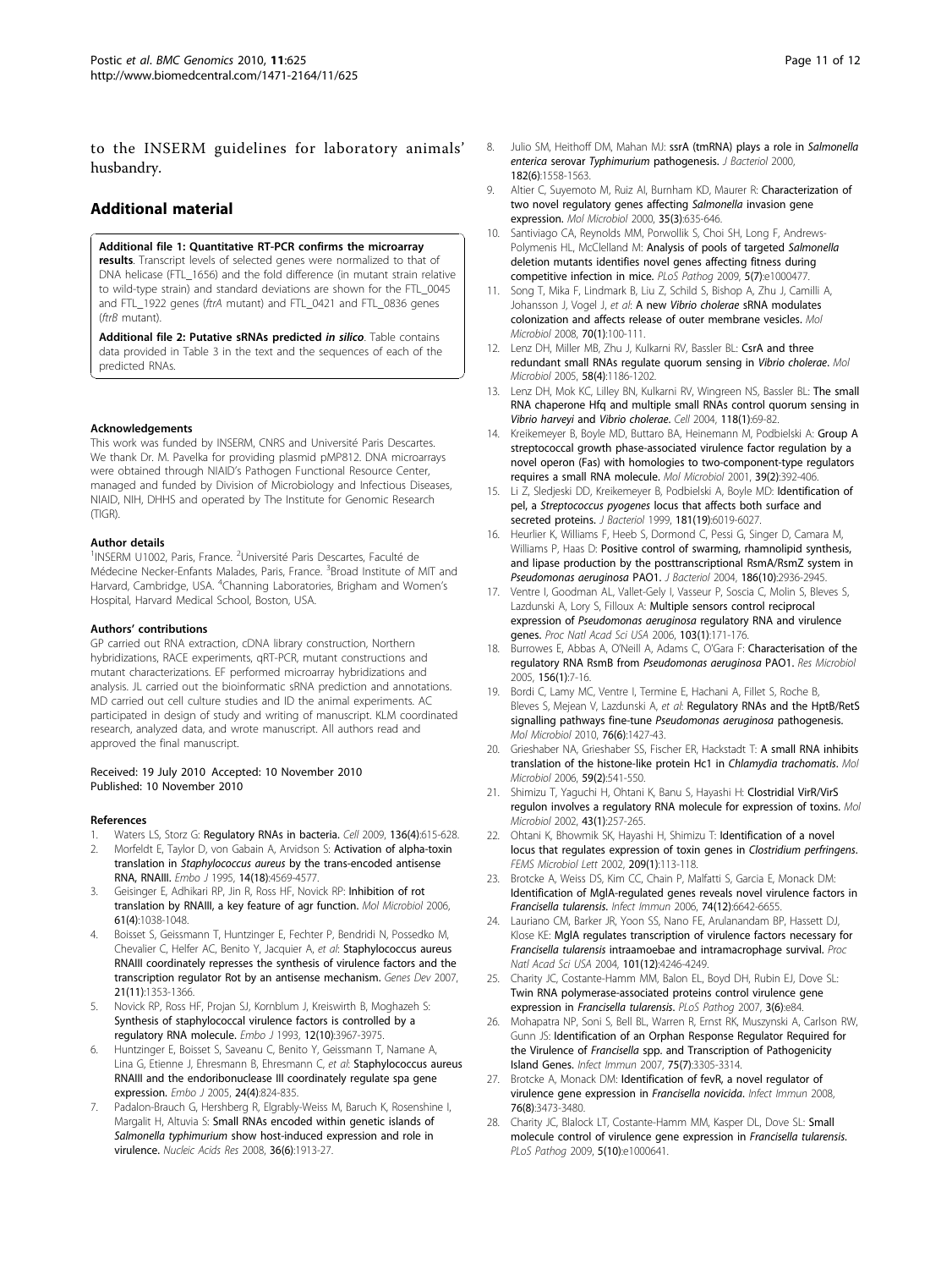to the INSERM guidelines for laboratory animals' husbandry.

## Additional material

**Additional file 1: Quantitative RT-PCR confirms the microarray results**. Transcript levels of selected genes were normalized to that of DNA helicase (FTL_1656) and the fold difference (in mutant strain relative to wild-type strain) and standard deviations are shown for the FTL_0045 and FTL_1922 genes (*ftrA* mutant) and FTL_0421 and FTL_0836 genes (*ftrB* mutant).

**Additional file 2: Putative sRNAs predicted *in silico***. Table contains data provided in Table 3 in the text and the sequences of each of the predicted RNAs.

#### Acknowledgements

This work was funded by INSERM, CNRS and Université Paris Descartes. We thank Dr. M. Pavelka for providing plasmid pMP812. DNA microarrays were obtained through NIAID's Pathogen Functional Resource Center, managed and funded by Division of Microbiology and Infectious Diseases, NIAID, NIH, DHHS and operated by The Institute for Genomic Research (TIGR).

#### Author details

[1]INSERM U1002, Paris, France. [2]Université Paris Descartes, Faculté de Médecine Necker-Enfants Malades, Paris, France. [3]Broad Institute of MIT and Harvard, Cambridge, USA. [4]Channing Laboratories, Brigham and Women's Hospital, Harvard Medical School, Boston, USA.

#### Authors' contributions

GP carried out RNA extraction, cDNA library construction, Northern hybridizations, RACE experiments, qRT-PCR, mutant constructions and mutant characterizations. EF performed microarray hybridizations and analysis. JL carried out the bioinformatic sRNA prediction and annotations. MD carried out cell culture studies and ID the animal experiments. AC participated in design of study and writing of manuscript. KLM coordinated research, analyzed data, and wrote manuscript. All authors read and approved the final manuscript.

Received: 19 July 2010 Accepted: 10 November 2010
Published: 10 November 2010

#### References

1. Waters LS, Storz G: **Regulatory RNAs in bacteria.** *Cell* 2009, **136(4)**:615-628.
2. Morfeldt E, Taylor D, von Gabain A, Arvidson S: **Activation of alpha-toxin translation in *Staphylococcus aureus* by the trans-encoded antisense RNA, RNAIII.** *Embo J* 1995, **14(18)**:4569-4577.
3. Geisinger E, Adhikari RP, Jin R, Ross HF, Novick RP: **Inhibition of rot translation by RNAIII, a key feature of agr function.** *Mol Microbiol* 2006, **61(4)**:1038-1048.
4. Boisset S, Geissmann T, Huntzinger E, Fechter P, Bendridi N, Possedko M, Chevalier C, Helfer AC, Benito Y, Jacquier A, *et al*: **Staphylococcus aureus RNAIII coordinately represses the synthesis of virulence factors and the transcription regulator Rot by an antisense mechanism.** *Genes Dev* 2007, **21(11)**:1353-1366.
5. Novick RP, Ross HF, Projan SJ, Kornblum J, Kreiswirth B, Moghazeh S: **Synthesis of staphylococcal virulence factors is controlled by a regulatory RNA molecule.** *Embo J* 1993, **12(10)**:3967-3975.
6. Huntzinger E, Boisset S, Saveanu C, Benito Y, Geissmann T, Namane A, Lina G, Etienne J, Ehresmann B, Ehresmann C, *et al*: **Staphylococcus aureus RNAIII and the endoribonuclease III coordinately regulate spa gene expression.** *Embo J* 2005, **24(4)**:824-835.
7. Padalon-Brauch G, Hershberg R, Elgrably-Weiss M, Baruch K, Rosenshine I, Margalit H, Altuvia S: **Small RNAs encoded within genetic islands of *Salmonella typhimurium* show host-induced expression and role in virulence.** *Nucleic Acids Res* 2008, **36(6)**:1913-27.
8. Julio SM, Heithoff DM, Mahan MJ: **ssrA (tmRNA) plays a role in *Salmonella enterica* serovar *Typhimurium* pathogenesis.** *J Bacteriol* 2000, **182(6)**:1558-1563.
9. Altier C, Suyemoto M, Ruiz AI, Burnham KD, Maurer R: **Characterization of two novel regulatory genes affecting *Salmonella* invasion gene expression.** *Mol Microbiol* 2000, **35(3)**:635-646.
10. Santiviago CA, Reynolds MM, Porwollik S, Choi SH, Long F, Andrews-Polymenis HL, McClelland M: **Analysis of pools of targeted *Salmonella* deletion mutants identifies novel genes affecting fitness during competitive infection in mice.** *PLoS Pathog* 2009, **5(7)**:e1000477.
11. Song T, Mika F, Lindmark B, Liu Z, Schild S, Bishop A, Zhu J, Camilli A, Johansson J, Vogel J, *et al*: **A new *Vibrio cholerae* sRNA modulates colonization and affects release of outer membrane vesicles.** *Mol Microbiol* 2008, **70(1)**:100-111.
12. Lenz DH, Miller MB, Zhu J, Kulkarni RV, Bassler BL: **CsrA and three redundant small RNAs regulate quorum sensing in *Vibrio cholerae*.** *Mol Microbiol* 2005, **58(4)**:1186-1202.
13. Lenz DH, Mok KC, Lilley BN, Kulkarni RV, Wingreen NS, Bassler BL: **The small RNA chaperone Hfq and multiple small RNAs control quorum sensing in *Vibrio harveyi* and *Vibrio cholerae*.** *Cell* 2004, **118(1)**:69-82.
14. Kreikemeyer B, Boyle MD, Buttaro BA, Heinemann M, Podbielski A: **Group A streptococcal growth phase-associated virulence factor regulation by a novel operon (Fas) with homologies to two-component-type regulators requires a small RNA molecule.** *Mol Microbiol* 2001, **39(2)**:392-406.
15. Li Z, Sledjeski DD, Kreikemeyer B, Podbielski A, Boyle MD: **Identification of pel, a *Streptococcus pyogenes* locus that affects both surface and secreted proteins.** *J Bacteriol* 1999, **181(19)**:6019-6027.
16. Heurlier K, Williams F, Heeb S, Dormond C, Pessi G, Singer D, Camara M, Williams P, Haas D: **Positive control of swarming, rhamnolipid synthesis, and lipase production by the posttranscriptional RsmA/RsmZ system in *Pseudomonas aeruginosa* PAO1.** *J Bacteriol* 2004, **186(10)**:2936-2945.
17. Ventre I, Goodman AL, Vallet-Gely I, Vasseur P, Soscia C, Molin S, Bleves S, Lazdunski A, Lory S, Filloux A: **Multiple sensors control reciprocal expression of *Pseudomonas aeruginosa* regulatory RNA and virulence genes.** *Proc Natl Acad Sci USA* 2006, **103(1)**:171-176.
18. Burrowes E, Abbas A, O'Neill A, Adams C, O'Gara F: **Characterisation of the regulatory RNA RsmB from *Pseudomonas aeruginosa* PAO1.** *Res Microbiol* 2005, **156(1)**:7-16.
19. Bordi C, Lamy MC, Ventre I, Termine E, Hachani A, Fillet S, Roche B, Bleves S, Mejean V, Lazdunski A, *et al*: **Regulatory RNAs and the HptB/RetS signalling pathways fine-tune *Pseudomonas aeruginosa* pathogenesis.** *Mol Microbiol* 2010, **76(6)**:1427-43.
20. Grieshaber NA, Grieshaber SS, Fischer ER, Hackstadt T: **A small RNA inhibits translation of the histone-like protein Hc1 in *Chlamydia trachomatis*.** *Mol Microbiol* 2006, **59(2)**:541-550.
21. Shimizu T, Yaguchi H, Ohtani K, Banu S, Hayashi H: **Clostridial VirR/VirS regulon involves a regulatory RNA molecule for expression of toxins.** *Mol Microbiol* 2002, **43(1)**:257-265.
22. Ohtani K, Bhowmik SK, Hayashi H, Shimizu T: **Identification of a novel locus that regulates expression of toxin genes in *Clostridium perfringens*.** *FEMS Microbiol Lett* 2002, **209(1)**:113-118.
23. Brotcke A, Weiss DS, Kim CC, Chain P, Malfatti S, Garcia E, Monack DM: **Identification of MglA-regulated genes reveals novel virulence factors in *Francisella tularensis*.** *Infect Immun* 2006, **74(12)**:6642-6655.
24. Lauriano CM, Barker JR, Yoon SS, Nano FE, Arulanandam BP, Hassett DJ, Klose KE: **MglA regulates transcription of virulence factors necessary for *Francisella tularensis* intraamoebae and intramacrophage survival.** *Proc Natl Acad Sci USA* 2004, **101(12)**:4246-4249.
25. Charity JC, Costante-Hamm MM, Balon EL, Boyd DH, Rubin EJ, Dove SL: **Twin RNA polymerase-associated proteins control virulence gene expression in *Francisella tularensis*.** *PLoS Pathog* 2007, **3(6)**:e84.
26. Mohapatra NP, Soni S, Bell BL, Warren R, Ernst RK, Muszynski A, Carlson RW, Gunn JS: **Identification of an Orphan Response Regulator Required for the Virulence of *Francisella* spp. and Transcription of Pathogenicity Island Genes.** *Infect Immun* 2007, **75(7)**:3305-3314.
27. Brotcke A, Monack DM: **Identification of fevR, a novel regulator of virulence gene expression in *Francisella novicida*.** *Infect Immun* 2008, **76(8)**:3473-3480.
28. Charity JC, Blalock LT, Costante-Hamm MM, Kasper DL, Dove SL: **Small molecule control of virulence gene expression in *Francisella tularensis*.** *PLoS Pathog* 2009, **5(10)**:e1000641.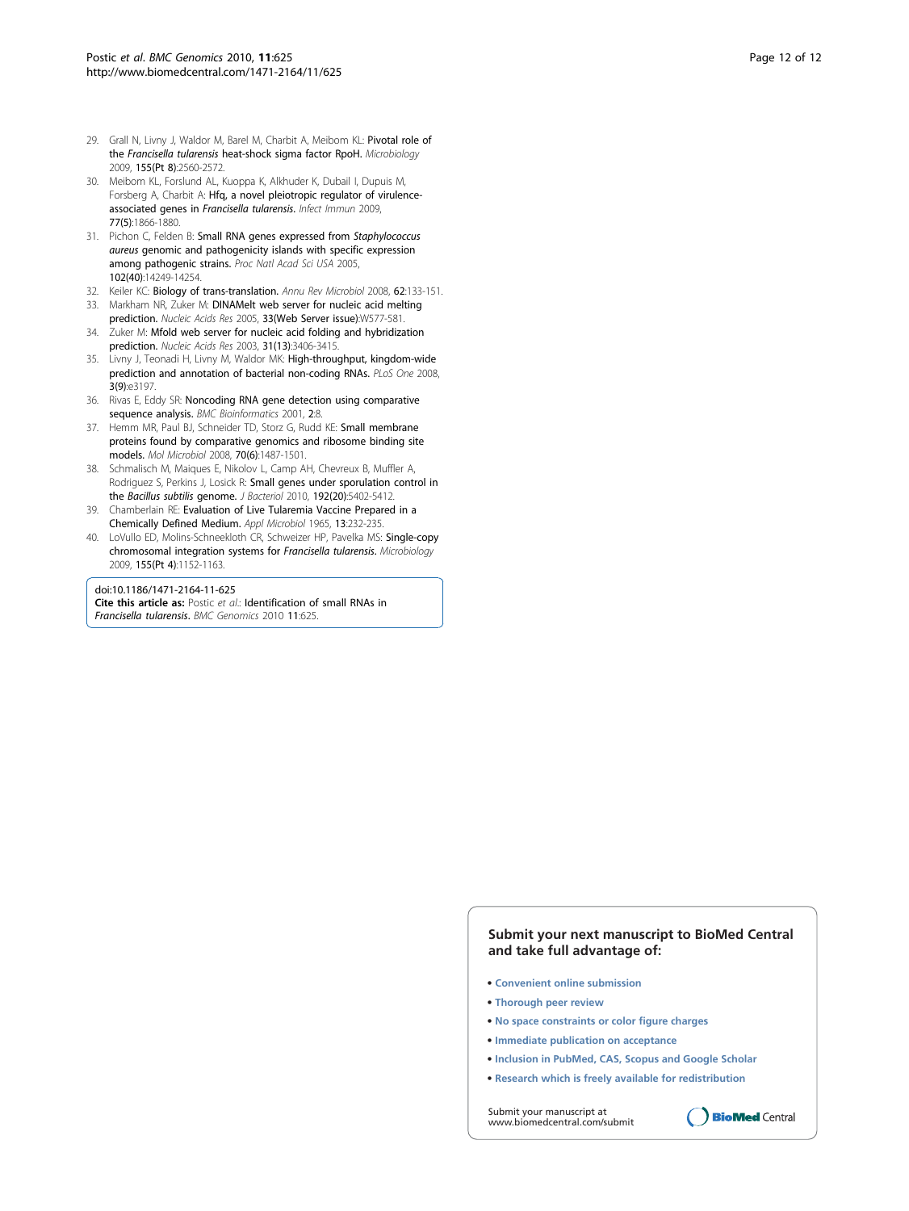29. Grall N, Livny J, Waldor M, Barel M, Charbit A, Meibom KL: **Pivotal role of the *Francisella tularensis* heat-shock sigma factor RpoH.** *Microbiology* 2009, **155(Pt 8)**:2560-2572.
30. Meibom KL, Forslund AL, Kuoppa K, Alkhuder K, Dubail I, Dupuis M, Forsberg A, Charbit A: **Hfq, a novel pleiotropic regulator of virulence-associated genes in *Francisella tularensis*.** *Infect Immun* 2009, **77(5)**:1866-1880.
31. Pichon C, Felden B: **Small RNA genes expressed from *Staphylococcus aureus* genomic and pathogenicity islands with specific expression among pathogenic strains.** *Proc Natl Acad Sci USA* 2005, **102(40)**:14249-14254.
32. Keiler KC: **Biology of trans-translation.** *Annu Rev Microbiol* 2008, **62**:133-151.
33. Markham NR, Zuker M: **DINAMelt web server for nucleic acid melting prediction.** *Nucleic Acids Res* 2005, **33(Web Server issue)**:W577-581.
34. Zuker M: **Mfold web server for nucleic acid folding and hybridization prediction.** *Nucleic Acids Res* 2003, **31(13)**:3406-3415.
35. Livny J, Teonadi H, Livny M, Waldor MK: **High-throughput, kingdom-wide prediction and annotation of bacterial non-coding RNAs.** *PLoS One* 2008, **3(9)**:e3197.
36. Rivas E, Eddy SR: **Noncoding RNA gene detection using comparative sequence analysis.** *BMC Bioinformatics* 2001, **2**:8.
37. Hemm MR, Paul BJ, Schneider TD, Storz G, Rudd KE: **Small membrane proteins found by comparative genomics and ribosome binding site models.** *Mol Microbiol* 2008, **70(6)**:1487-1501.
38. Schmalisch M, Maiques E, Nikolov L, Camp AH, Chevreux B, Muffler A, Rodriguez S, Perkins J, Losick R: **Small genes under sporulation control in the *Bacillus subtilis* genome.** *J Bacteriol* 2010, **192(20)**:5402-5412.
39. Chamberlain RE: **Evaluation of Live Tularemia Vaccine Prepared in a Chemically Defined Medium.** *Appl Microbiol* 1965, **13**:232-235.
40. LoVullo ED, Molins-Schneekloth CR, Schweizer HP, Pavelka MS: **Single-copy chromosomal integration systems for *Francisella tularensis*.** *Microbiology* 2009, **155(Pt 4)**:1152-1163.

doi:10.1186/1471-2164-11-625
**Cite this article as:** Postic *et al.*: Identification of small RNAs in *Francisella tularensis*. *BMC Genomics* 2010 **11**:625.

**Submit your next manuscript to BioMed Central and take full advantage of:**

- Convenient online submission
- Thorough peer review
- No space constraints or color figure charges
- Immediate publication on acceptance
- Inclusion in PubMed, CAS, Scopus and Google Scholar
- Research which is freely available for redistribution

Submit your manuscript at
www.biomedcentral.com/submit

BioMed Central